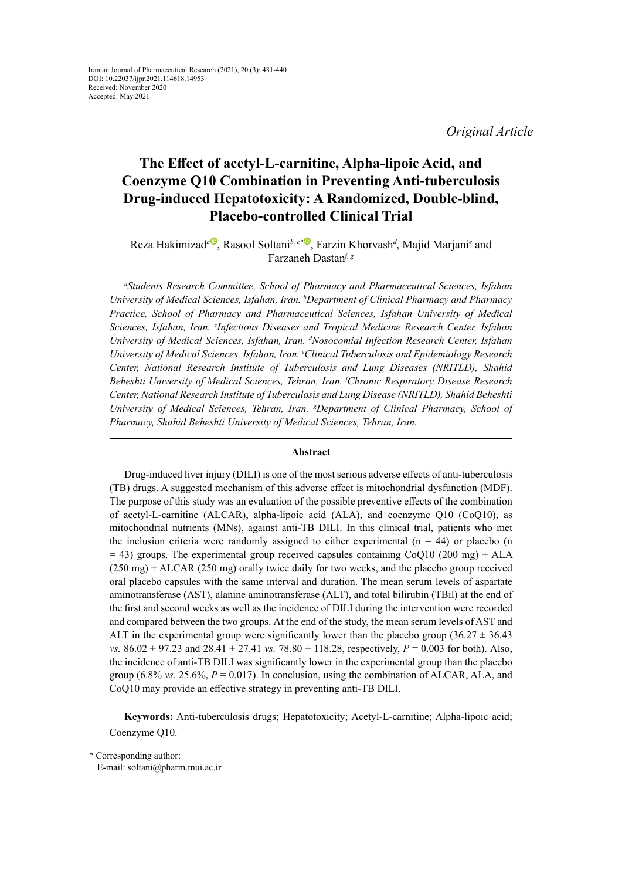Iranian Journal of Pharmaceutical Research (2021), 20 (3): 431-440
DOI: 10.22037/ijpr.2021.114618.14953
Received: November 2020
Accepted: May 2021

*Original Article*

# The Effect of acetyl-L-carnitine, Alpha-lipoic Acid, and Coenzyme Q10 Combination in Preventing Anti-tuberculosis Drug-induced Hepatotoxicity: A Randomized, Double-blind, Placebo-controlled Clinical Trial

Reza Hakimizad[a], Rasool Soltani[b, c*], Farzin Khorvash[d], Majid Marjani[e] and Farzaneh Dastan[f, g]

*[a]Students Research Committee, School of Pharmacy and Pharmaceutical Sciences, Isfahan University of Medical Sciences, Isfahan, Iran. [b]Department of Clinical Pharmacy and Pharmacy Practice, School of Pharmacy and Pharmaceutical Sciences, Isfahan University of Medical Sciences, Isfahan, Iran. [c]Infectious Diseases and Tropical Medicine Research Center, Isfahan University of Medical Sciences, Isfahan, Iran. [d]Nosocomial Infection Research Center, Isfahan University of Medical Sciences, Isfahan, Iran. [e]Clinical Tuberculosis and Epidemiology Research Center, National Research Institute of Tuberculosis and Lung Diseases (NRITLD), Shahid Beheshti University of Medical Sciences, Tehran, Iran. [f]Chronic Respiratory Disease Research Center, National Research Institute of Tuberculosis and Lung Disease (NRITLD), Shahid Beheshti University of Medical Sciences, Tehran, Iran. [g]Department of Clinical Pharmacy, School of Pharmacy, Shahid Beheshti University of Medical Sciences, Tehran, Iran.*

## Abstract

Drug-induced liver injury (DILI) is one of the most serious adverse effects of anti-tuberculosis (TB) drugs. A suggested mechanism of this adverse effect is mitochondrial dysfunction (MDF). The purpose of this study was an evaluation of the possible preventive effects of the combination of acetyl-L-carnitine (ALCAR), alpha-lipoic acid (ALA), and coenzyme Q10 (CoQ10), as mitochondrial nutrients (MNs), against anti-TB DILI. In this clinical trial, patients who met the inclusion criteria were randomly assigned to either experimental ($n = 44$) or placebo ($n = 43$) groups. The experimental group received capsules containing CoQ10 (200 mg) + ALA (250 mg) + ALCAR (250 mg) orally twice daily for two weeks, and the placebo group received oral placebo capsules with the same interval and duration. The mean serum levels of aspartate aminotransferase (AST), alanine aminotransferase (ALT), and total bilirubin (TBil) at the end of the first and second weeks as well as the incidence of DILI during the intervention were recorded and compared between the two groups. At the end of the study, the mean serum levels of AST and ALT in the experimental group were significantly lower than the placebo group ($36.27 \pm 36.43$ *vs.* $86.02 \pm 97.23$ and $28.41 \pm 27.41$ *vs.* $78.80 \pm 118.28$, respectively, $P = 0.003$ for both). Also, the incidence of anti-TB DILI was significantly lower in the experimental group than the placebo group (6.8% *vs*. 25.6%, $P = 0.017$). In conclusion, using the combination of ALCAR, ALA, and CoQ10 may provide an effective strategy in preventing anti-TB DILI.

**Keywords:** Anti-tuberculosis drugs; Hepatotoxicity; Acetyl-L-carnitine; Alpha-lipoic acid; Coenzyme Q10.

\* Corresponding author:
E-mail: soltani@pharm.mui.ac.ir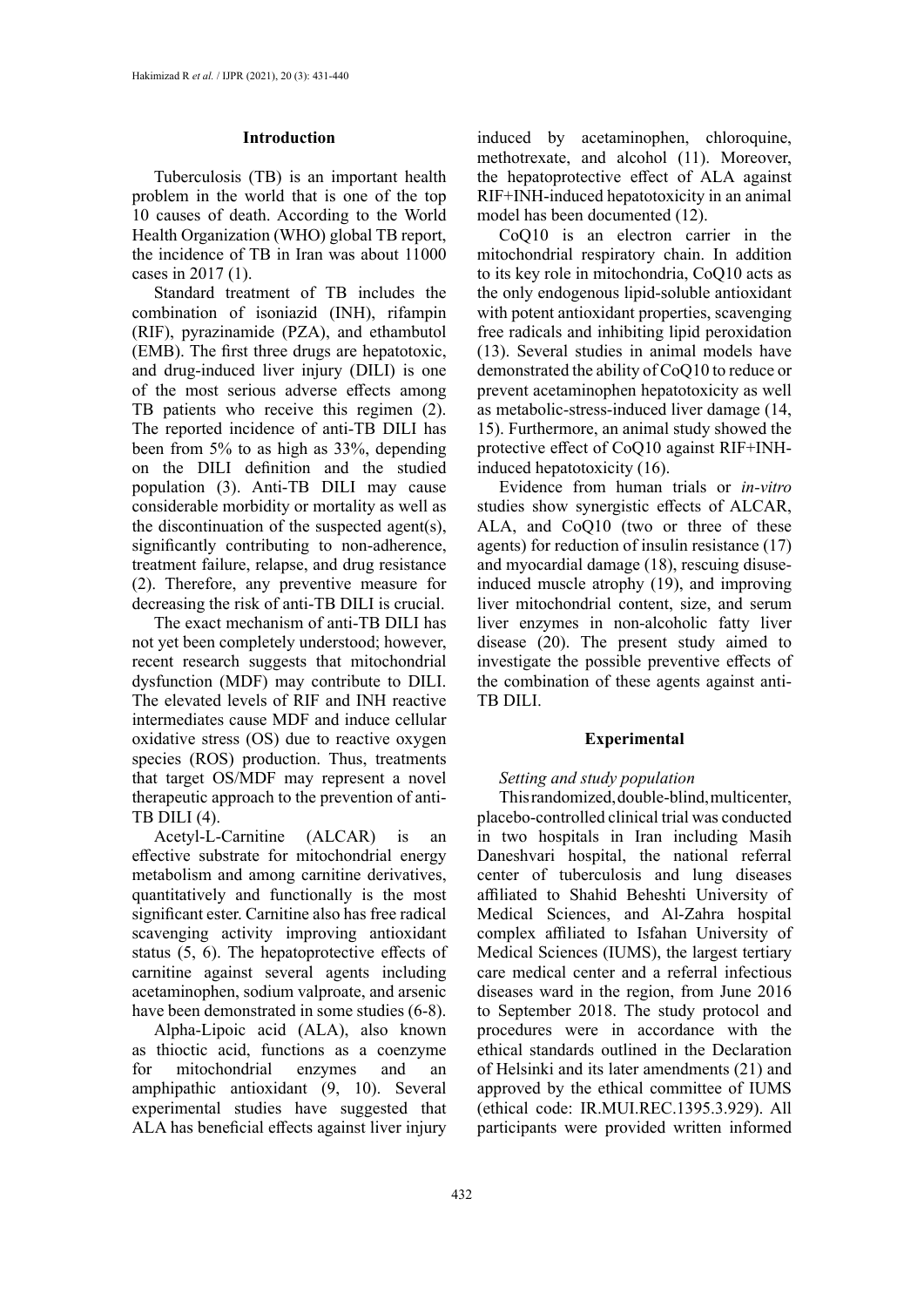## Introduction

Tuberculosis (TB) is an important health problem in the world that is one of the top 10 causes of death. According to the World Health Organization (WHO) global TB report, the incidence of TB in Iran was about 11000 cases in 2017 (1).

Standard treatment of TB includes the combination of isoniazid (INH), rifampin (RIF), pyrazinamide (PZA), and ethambutol (EMB). The first three drugs are hepatotoxic, and drug-induced liver injury (DILI) is one of the most serious adverse effects among TB patients who receive this regimen (2). The reported incidence of anti-TB DILI has been from 5% to as high as 33%, depending on the DILI definition and the studied population (3). Anti-TB DILI may cause considerable morbidity or mortality as well as the discontinuation of the suspected agent(s), significantly contributing to non-adherence, treatment failure, relapse, and drug resistance (2). Therefore, any preventive measure for decreasing the risk of anti-TB DILI is crucial.

The exact mechanism of anti-TB DILI has not yet been completely understood; however, recent research suggests that mitochondrial dysfunction (MDF) may contribute to DILI. The elevated levels of RIF and INH reactive intermediates cause MDF and induce cellular oxidative stress (OS) due to reactive oxygen species (ROS) production. Thus, treatments that target OS/MDF may represent a novel therapeutic approach to the prevention of anti-TB DILI (4).

Acetyl-L-Carnitine (ALCAR) is an effective substrate for mitochondrial energy metabolism and among carnitine derivatives, quantitatively and functionally is the most significant ester. Carnitine also has free radical scavenging activity improving antioxidant status (5, 6). The hepatoprotective effects of carnitine against several agents including acetaminophen, sodium valproate, and arsenic have been demonstrated in some studies (6-8).

Alpha-Lipoic acid (ALA), also known as thioctic acid, functions as a coenzyme for mitochondrial enzymes and an amphipathic antioxidant (9, 10). Several experimental studies have suggested that ALA has beneficial effects against liver injury induced by acetaminophen, chloroquine, methotrexate, and alcohol (11). Moreover, the hepatoprotective effect of ALA against RIF+INH-induced hepatotoxicity in an animal model has been documented (12).

CoQ10 is an electron carrier in the mitochondrial respiratory chain. In addition to its key role in mitochondria, CoQ10 acts as the only endogenous lipid-soluble antioxidant with potent antioxidant properties, scavenging free radicals and inhibiting lipid peroxidation (13). Several studies in animal models have demonstrated the ability of CoQ10 to reduce or prevent acetaminophen hepatotoxicity as well as metabolic-stress-induced liver damage (14, 15). Furthermore, an animal study showed the protective effect of CoQ10 against RIF+INH-induced hepatotoxicity (16).

Evidence from human trials or *in-vitro* studies show synergistic effects of ALCAR, ALA, and CoQ10 (two or three of these agents) for reduction of insulin resistance (17) and myocardial damage (18), rescuing disuse-induced muscle atrophy (19), and improving liver mitochondrial content, size, and serum liver enzymes in non-alcoholic fatty liver disease (20). The present study aimed to investigate the possible preventive effects of the combination of these agents against anti-TB DILI.

## Experimental

### *Setting and study population*

This randomized, double-blind, multicenter, placebo-controlled clinical trial was conducted in two hospitals in Iran including Masih Daneshvari hospital, the national referral center of tuberculosis and lung diseases affiliated to Shahid Beheshti University of Medical Sciences, and Al-Zahra hospital complex affiliated to Isfahan University of Medical Sciences (IUMS), the largest tertiary care medical center and a referral infectious diseases ward in the region, from June 2016 to September 2018. The study protocol and procedures were in accordance with the ethical standards outlined in the Declaration of Helsinki and its later amendments (21) and approved by the ethical committee of IUMS (ethical code: IR.MUI.REC.1395.3.929). All participants were provided written informed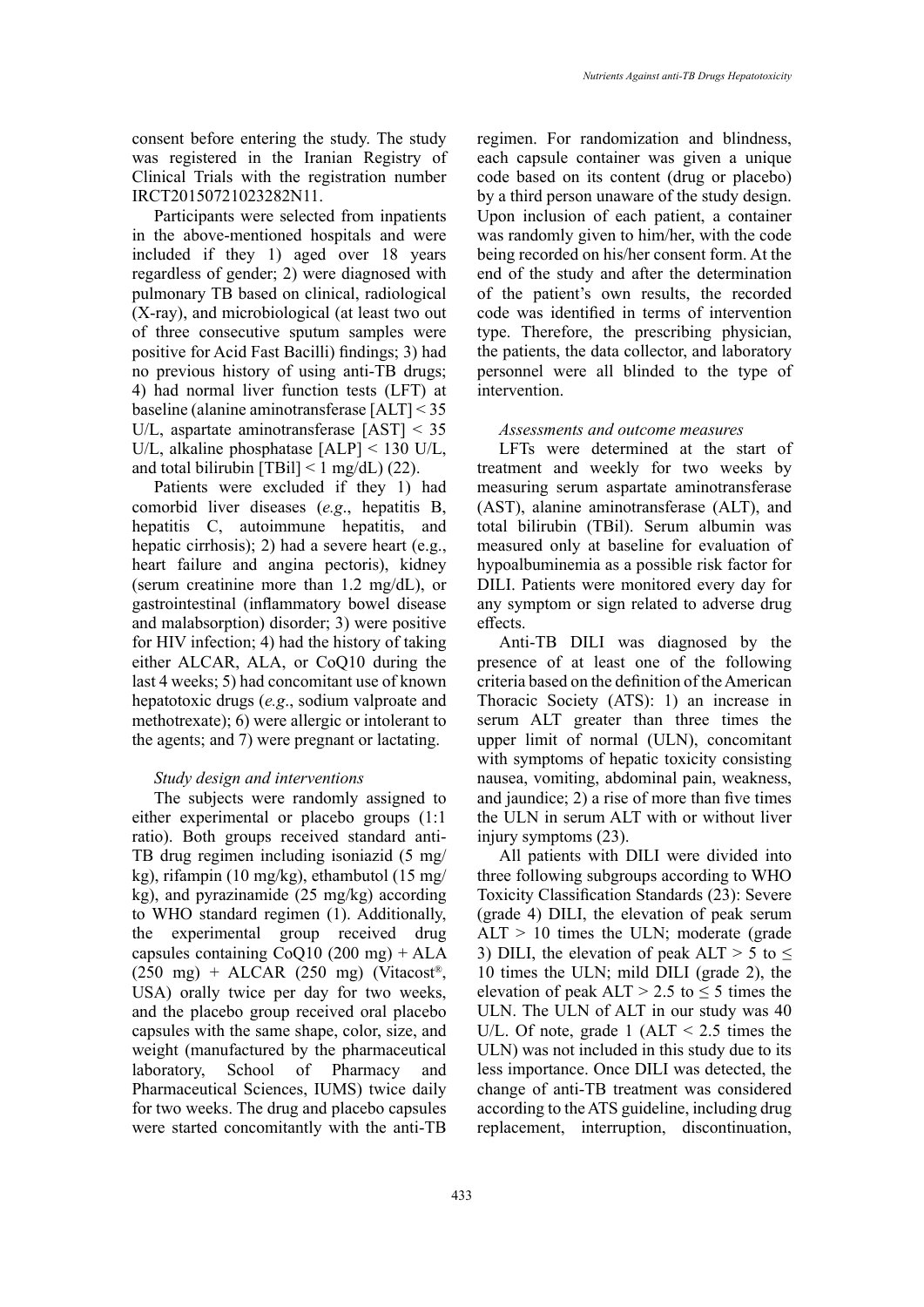consent before entering the study. The study was registered in the Iranian Registry of Clinical Trials with the registration number IRCT20150721023282N11.

Participants were selected from inpatients in the above-mentioned hospitals and were included if they 1) aged over 18 years regardless of gender; 2) were diagnosed with pulmonary TB based on clinical, radiological (X-ray), and microbiological (at least two out of three consecutive sputum samples were positive for Acid Fast Bacilli) findings; 3) had no previous history of using anti-TB drugs; 4) had normal liver function tests (LFT) at baseline (alanine aminotransferase [ALT] < 35 U/L, aspartate aminotransferase [AST] < 35 U/L, alkaline phosphatase [ALP] < 130 U/L, and total bilirubin [TBil] < 1 mg/dL) (22).

Patients were excluded if they 1) had comorbid liver diseases (*e.g.*, hepatitis B, hepatitis C, autoimmune hepatitis, and hepatic cirrhosis); 2) had a severe heart (e.g., heart failure and angina pectoris), kidney (serum creatinine more than 1.2 mg/dL), or gastrointestinal (inflammatory bowel disease and malabsorption) disorder; 3) were positive for HIV infection; 4) had the history of taking either ALCAR, ALA, or CoQ10 during the last 4 weeks; 5) had concomitant use of known hepatotoxic drugs (*e.g.*, sodium valproate and methotrexate); 6) were allergic or intolerant to the agents; and 7) were pregnant or lactating.

*Study design and interventions*

The subjects were randomly assigned to either experimental or placebo groups (1:1 ratio). Both groups received standard anti-TB drug regimen including isoniazid (5 mg/kg), rifampin (10 mg/kg), ethambutol (15 mg/kg), and pyrazinamide (25 mg/kg) according to WHO standard regimen (1). Additionally, the experimental group received drug capsules containing CoQ10 (200 mg) + ALA (250 mg) + ALCAR (250 mg) (Vitacost®, USA) orally twice per day for two weeks, and the placebo group received oral placebo capsules with the same shape, color, size, and weight (manufactured by the pharmaceutical laboratory, School of Pharmacy and Pharmaceutical Sciences, IUMS) twice daily for two weeks. The drug and placebo capsules were started concomitantly with the anti-TB regimen. For randomization and blindness, each capsule container was given a unique code based on its content (drug or placebo) by a third person unaware of the study design. Upon inclusion of each patient, a container was randomly given to him/her, with the code being recorded on his/her consent form. At the end of the study and after the determination of the patient's own results, the recorded code was identified in terms of intervention type. Therefore, the prescribing physician, the patients, the data collector, and laboratory personnel were all blinded to the type of intervention.

*Assessments and outcome measures*

LFTs were determined at the start of treatment and weekly for two weeks by measuring serum aspartate aminotransferase (AST), alanine aminotransferase (ALT), and total bilirubin (TBil). Serum albumin was measured only at baseline for evaluation of hypoalbuminemia as a possible risk factor for DILI. Patients were monitored every day for any symptom or sign related to adverse drug effects.

Anti-TB DILI was diagnosed by the presence of at least one of the following criteria based on the definition of the American Thoracic Society (ATS): 1) an increase in serum ALT greater than three times the upper limit of normal (ULN), concomitant with symptoms of hepatic toxicity consisting nausea, vomiting, abdominal pain, weakness, and jaundice; 2) a rise of more than five times the ULN in serum ALT with or without liver injury symptoms (23).

All patients with DILI were divided into three following subgroups according to WHO Toxicity Classification Standards (23): Severe (grade 4) DILI, the elevation of peak serum ALT > 10 times the ULN; moderate (grade 3) DILI, the elevation of peak ALT > 5 to ≤ 10 times the ULN; mild DILI (grade 2), the elevation of peak ALT > 2.5 to ≤ 5 times the ULN. The ULN of ALT in our study was 40 U/L. Of note, grade 1 (ALT < 2.5 times the ULN) was not included in this study due to its less importance. Once DILI was detected, the change of anti-TB treatment was considered according to the ATS guideline, including drug replacement, interruption, discontinuation,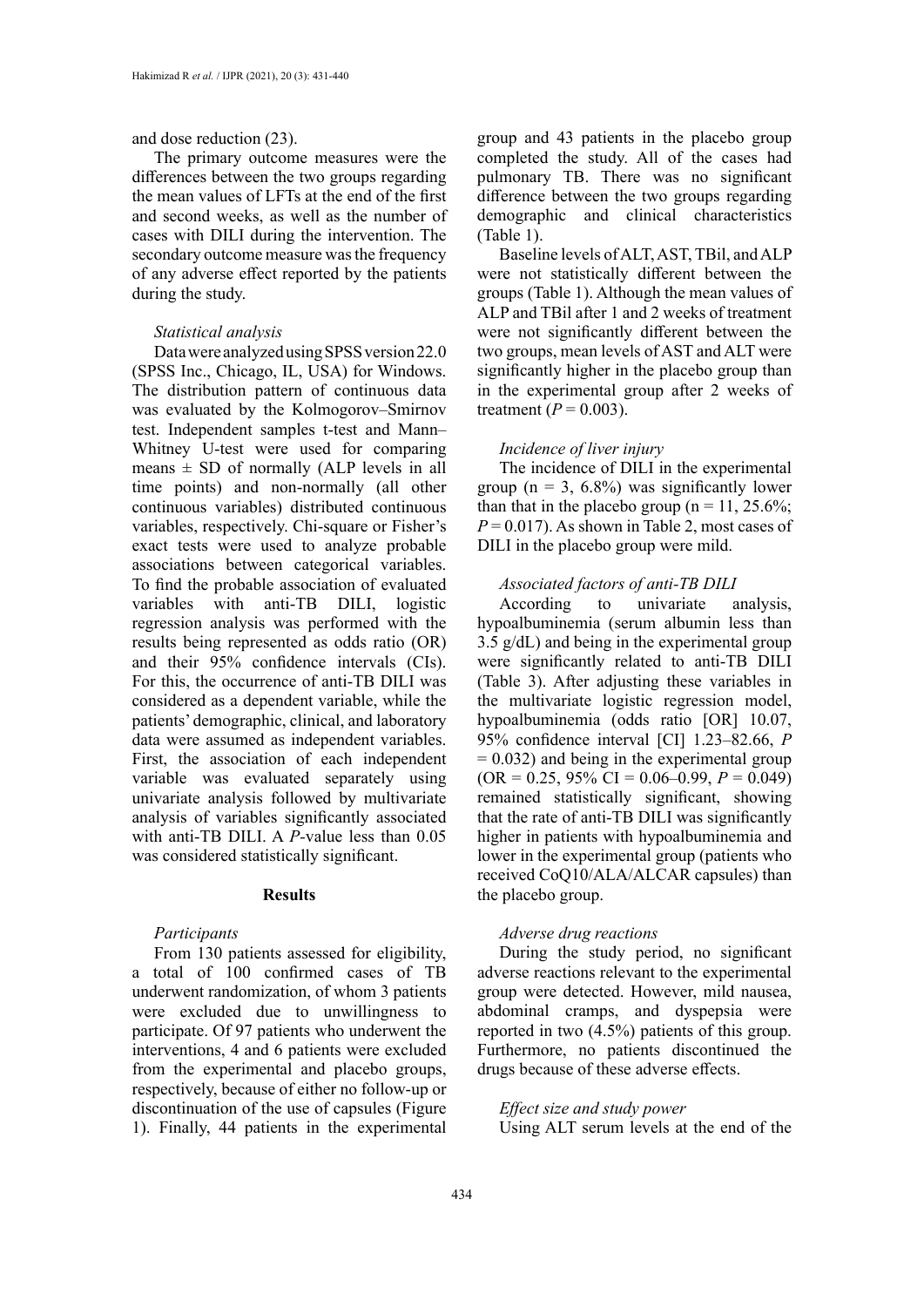and dose reduction (23).

The primary outcome measures were the differences between the two groups regarding the mean values of LFTs at the end of the first and second weeks, as well as the number of cases with DILI during the intervention. The secondary outcome measure was the frequency of any adverse effect reported by the patients during the study.

### *Statistical analysis*

Data were analyzed using SPSS version 22.0 (SPSS Inc., Chicago, IL, USA) for Windows. The distribution pattern of continuous data was evaluated by the Kolmogorov–Smirnov test. Independent samples t-test and Mann–Whitney U-test were used for comparing means ± SD of normally (ALP levels in all time points) and non-normally (all other continuous variables) distributed continuous variables, respectively. Chi-square or Fisher's exact tests were used to analyze probable associations between categorical variables. To find the probable association of evaluated variables with anti-TB DILI, logistic regression analysis was performed with the results being represented as odds ratio (OR) and their 95% confidence intervals (CIs). For this, the occurrence of anti-TB DILI was considered as a dependent variable, while the patients' demographic, clinical, and laboratory data were assumed as independent variables. First, the association of each independent variable was evaluated separately using univariate analysis followed by multivariate analysis of variables significantly associated with anti-TB DILI. A *P*-value less than 0.05 was considered statistically significant.

## Results

### *Participants*

From 130 patients assessed for eligibility, a total of 100 confirmed cases of TB underwent randomization, of whom 3 patients were excluded due to unwillingness to participate. Of 97 patients who underwent the interventions, 4 and 6 patients were excluded from the experimental and placebo groups, respectively, because of either no follow-up or discontinuation of the use of capsules (Figure 1). Finally, 44 patients in the experimental group and 43 patients in the placebo group completed the study. All of the cases had pulmonary TB. There was no significant difference between the two groups regarding demographic and clinical characteristics (Table 1).

Baseline levels of ALT, AST, TBil, and ALP were not statistically different between the groups (Table 1). Although the mean values of ALP and TBil after 1 and 2 weeks of treatment were not significantly different between the two groups, mean levels of AST and ALT were significantly higher in the placebo group than in the experimental group after 2 weeks of treatment ($P = 0.003$).

### *Incidence of liver injury*

The incidence of DILI in the experimental group (n = 3, 6.8%) was significantly lower than that in the placebo group (n = 11, 25.6%; $P = 0.017$). As shown in Table 2, most cases of DILI in the placebo group were mild.

### *Associated factors of anti-TB DILI*

According to univariate analysis, hypoalbuminemia (serum albumin less than 3.5 g/dL) and being in the experimental group were significantly related to anti-TB DILI (Table 3). After adjusting these variables in the multivariate logistic regression model, hypoalbuminemia (odds ratio [OR] 10.07, 95% confidence interval [CI] 1.23–82.66, $P = 0.032$) and being in the experimental group (OR = 0.25, 95% CI = 0.06–0.99, $P = 0.049$) remained statistically significant, showing that the rate of anti-TB DILI was significantly higher in patients with hypoalbuminemia and lower in the experimental group (patients who received CoQ10/ALA/ALCAR capsules) than the placebo group.

### *Adverse drug reactions*

During the study period, no significant adverse reactions relevant to the experimental group were detected. However, mild nausea, abdominal cramps, and dyspepsia were reported in two (4.5%) patients of this group. Furthermore, no patients discontinued the drugs because of these adverse effects.

### *Effect size and study power*

Using ALT serum levels at the end of the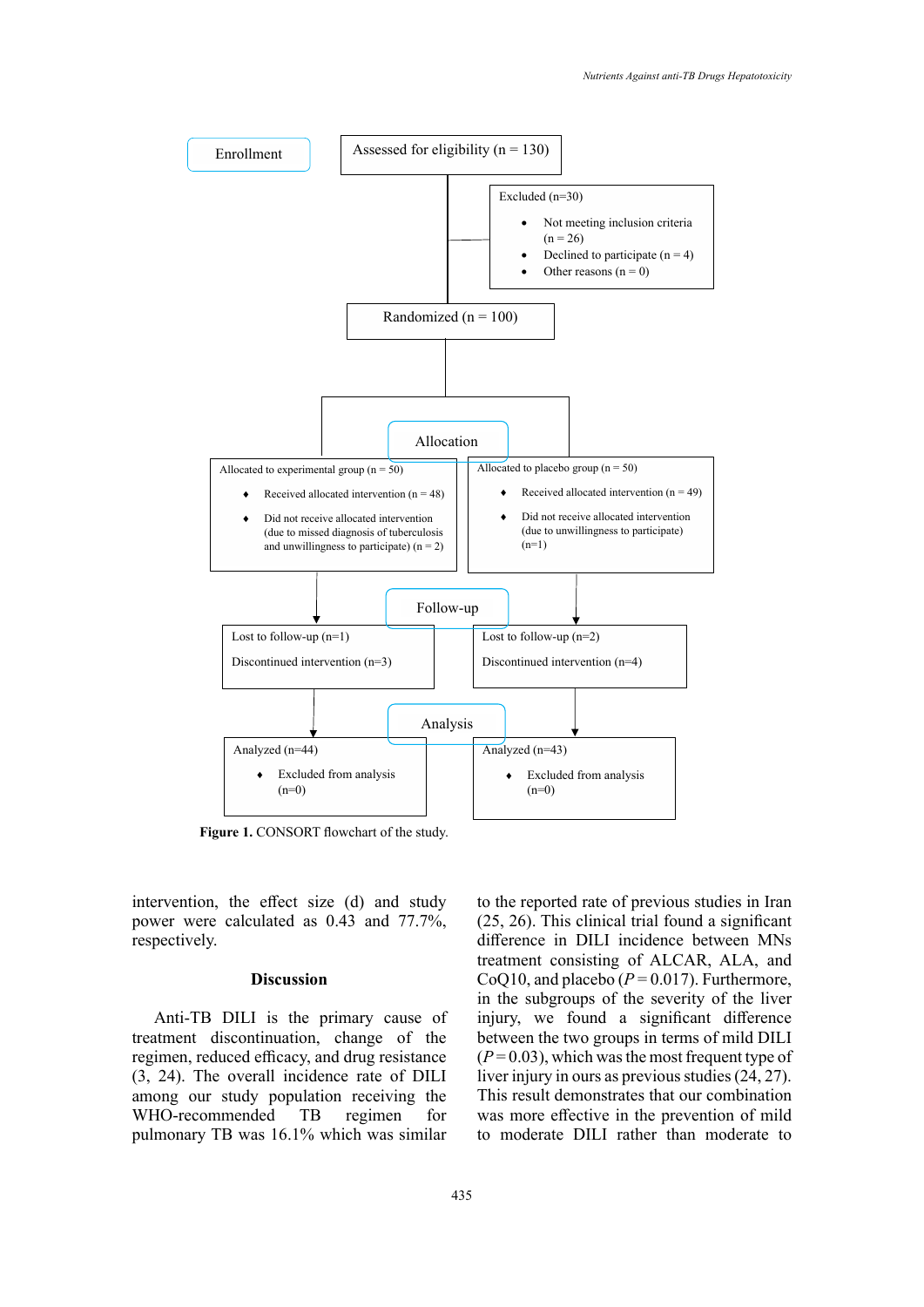Enrollment

Assessed for eligibility (n = 130)

Excluded (n=30)

- Not meeting inclusion criteria (n = 26)
- Declined to participate (n = 4)
- Other reasons (n = 0)

Randomized (n = 100)

Allocation

Allocated to experimental group (n = 50)

- Received allocated intervention (n = 48)
- Did not receive allocated intervention (due to missed diagnosis of tuberculosis and unwillingness to participate) (n = 2)

Allocated to placebo group (n = 50)

- Received allocated intervention (n = 49)
- Did not receive allocated intervention (due to unwillingness to participate) (n=1)

Follow-up

Lost to follow-up (n=1)

Discontinued intervention (n=3)

Lost to follow-up (n=2)

Discontinued intervention (n=4)

Analysis

Analyzed (n=44)

- Excluded from analysis (n=0)

Analyzed (n=43)

- Excluded from analysis (n=0)

**Figure 1.** CONSORT flowchart of the study.

intervention, the effect size (d) and study power were calculated as 0.43 and 77.7%, respectively.

## Discussion

Anti-TB DILI is the primary cause of treatment discontinuation, change of the regimen, reduced efficacy, and drug resistance (3, 24). The overall incidence rate of DILI among our study population receiving the WHO-recommended TB regimen for pulmonary TB was 16.1% which was similar to the reported rate of previous studies in Iran (25, 26). This clinical trial found a significant difference in DILI incidence between MNs treatment consisting of ALCAR, ALA, and CoQ10, and placebo (*P* = 0.017). Furthermore, in the subgroups of the severity of the liver injury, we found a significant difference between the two groups in terms of mild DILI (*P* = 0.03), which was the most frequent type of liver injury in ours as previous studies (24, 27). This result demonstrates that our combination was more effective in the prevention of mild to moderate DILI rather than moderate to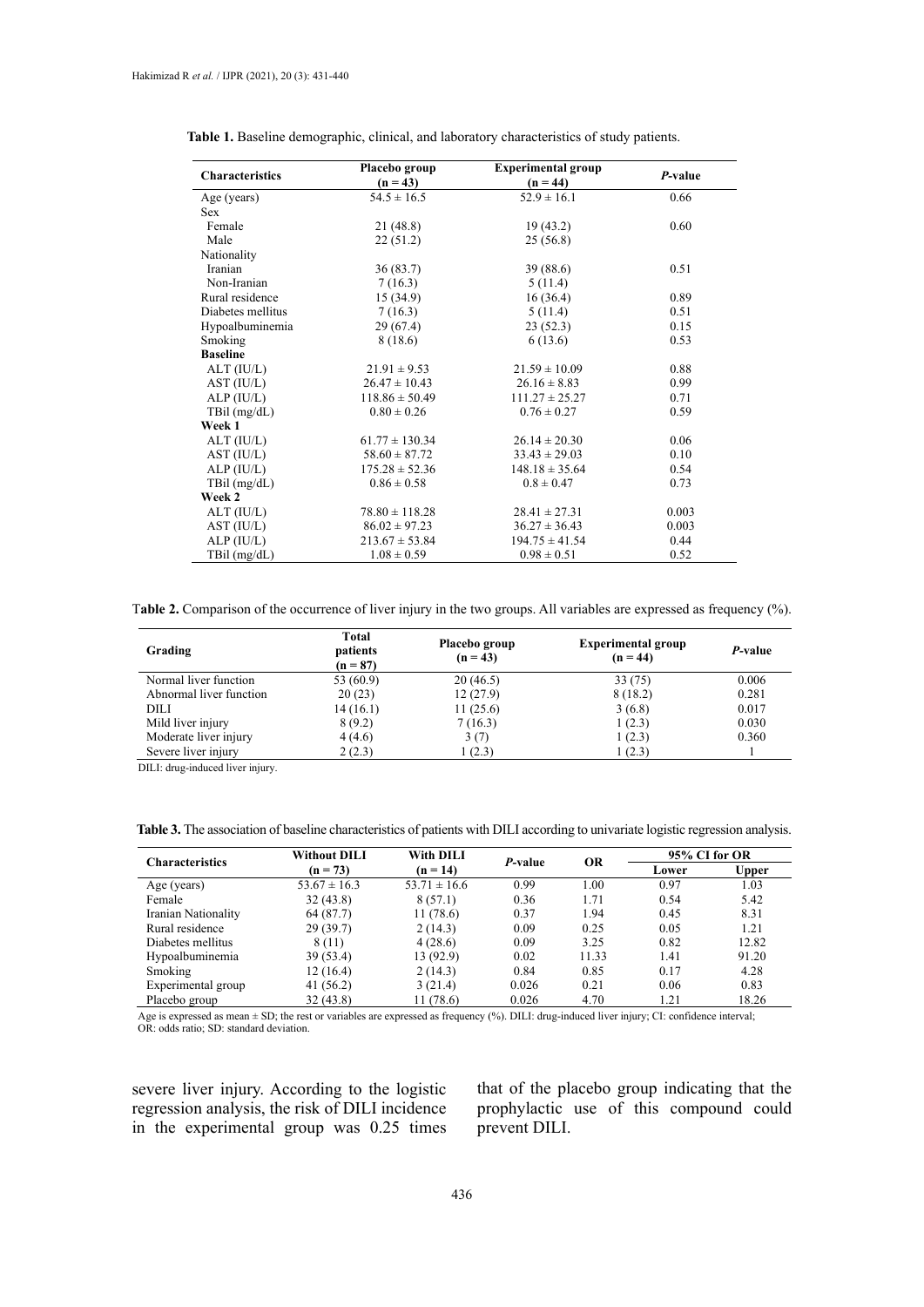**Table 1.** Baseline demographic, clinical, and laboratory characteristics of study patients.

| Characteristics | Placebo group (n = 43) | Experimental group (n = 44) | *P*-value |
|---|---|---|---|
| Age (years) | 54.5 ± 16.5 | 52.9 ± 16.1 | 0.66 |
| Sex | | | |
| Female | 21 (48.8) | 19 (43.2) | 0.60 |
| Male | 22 (51.2) | 25 (56.8) | |
| Nationality | | | |
| Iranian | 36 (83.7) | 39 (88.6) | 0.51 |
| Non-Iranian | 7 (16.3) | 5 (11.4) | |
| Rural residence | 15 (34.9) | 16 (36.4) | 0.89 |
| Diabetes mellitus | 7 (16.3) | 5 (11.4) | 0.51 |
| Hypoalbuminemia | 29 (67.4) | 23 (52.3) | 0.15 |
| Smoking | 8 (18.6) | 6 (13.6) | 0.53 |
| **Baseline** | | | |
| ALT (IU/L) | 21.91 ± 9.53 | 21.59 ± 10.09 | 0.88 |
| AST (IU/L) | 26.47 ± 10.43 | 26.16 ± 8.83 | 0.99 |
| ALP (IU/L) | 118.86 ± 50.49 | 111.27 ± 25.27 | 0.71 |
| TBil (mg/dL) | 0.80 ± 0.26 | 0.76 ± 0.27 | 0.59 |
| **Week 1** | | | |
| ALT (IU/L) | 61.77 ± 130.34 | 26.14 ± 20.30 | 0.06 |
| AST (IU/L) | 58.60 ± 87.72 | 33.43 ± 29.03 | 0.10 |
| ALP (IU/L) | 175.28 ± 52.36 | 148.18 ± 35.64 | 0.54 |
| TBil (mg/dL) | 0.86 ± 0.58 | 0.8 ± 0.47 | 0.73 |
| **Week 2** | | | |
| ALT (IU/L) | 78.80 ± 118.28 | 28.41 ± 27.31 | 0.003 |
| AST (IU/L) | 86.02 ± 97.23 | 36.27 ± 36.43 | 0.003 |
| ALP (IU/L) | 213.67 ± 53.84 | 194.75 ± 41.54 | 0.44 |
| TBil (mg/dL) | 1.08 ± 0.59 | 0.98 ± 0.51 | 0.52 |

**Table 2.** Comparison of the occurrence of liver injury in the two groups. All variables are expressed as frequency (%).

| Grading | Total patients (n = 87) | Placebo group (n = 43) | Experimental group (n = 44) | *P*-value |
|---|---|---|---|---|
| Normal liver function | 53 (60.9) | 20 (46.5) | 33 (75) | 0.006 |
| Abnormal liver function | 20 (23) | 12 (27.9) | 8 (18.2) | 0.281 |
| DILI | 14 (16.1) | 11 (25.6) | 3 (6.8) | 0.017 |
| Mild liver injury | 8 (9.2) | 7 (16.3) | 1 (2.3) | 0.030 |
| Moderate liver injury | 4 (4.6) | 3 (7) | 1 (2.3) | 0.360 |
| Severe liver injury | 2 (2.3) | 1 (2.3) | 1 (2.3) | 1 |

DILI: drug-induced liver injury.

**Table 3.** The association of baseline characteristics of patients with DILI according to univariate logistic regression analysis.

| Characteristics | Without DILI (n = 73) | With DILI (n = 14) | *P*-value | OR | 95% CI for OR | |
|---|---|---|---|---|---|---|
| | | | | | Lower | Upper |
| Age (years) | 53.67 ± 16.3 | 53.71 ± 16.6 | 0.99 | 1.00 | 0.97 | 1.03 |
| Female | 32 (43.8) | 8 (57.1) | 0.36 | 1.71 | 0.54 | 5.42 |
| Iranian Nationality | 64 (87.7) | 11 (78.6) | 0.37 | 1.94 | 0.45 | 8.31 |
| Rural residence | 29 (39.7) | 2 (14.3) | 0.09 | 0.25 | 0.05 | 1.21 |
| Diabetes mellitus | 8 (11) | 4 (28.6) | 0.09 | 3.25 | 0.82 | 12.82 |
| Hypoalbuminemia | 39 (53.4) | 13 (92.9) | 0.02 | 11.33 | 1.41 | 91.20 |
| Smoking | 12 (16.4) | 2 (14.3) | 0.84 | 0.85 | 0.17 | 4.28 |
| Experimental group | 41 (56.2) | 3 (21.4) | 0.026 | 0.21 | 0.06 | 0.83 |
| Placebo group | 32 (43.8) | 11 (78.6) | 0.026 | 4.70 | 1.21 | 18.26 |

Age is expressed as mean ± SD; the rest or variables are expressed as frequency (%). DILI: drug-induced liver injury; CI: confidence interval; OR: odds ratio; SD: standard deviation.

severe liver injury. According to the logistic regression analysis, the risk of DILI incidence in the experimental group was 0.25 times that of the placebo group indicating that the prophylactic use of this compound could prevent DILI.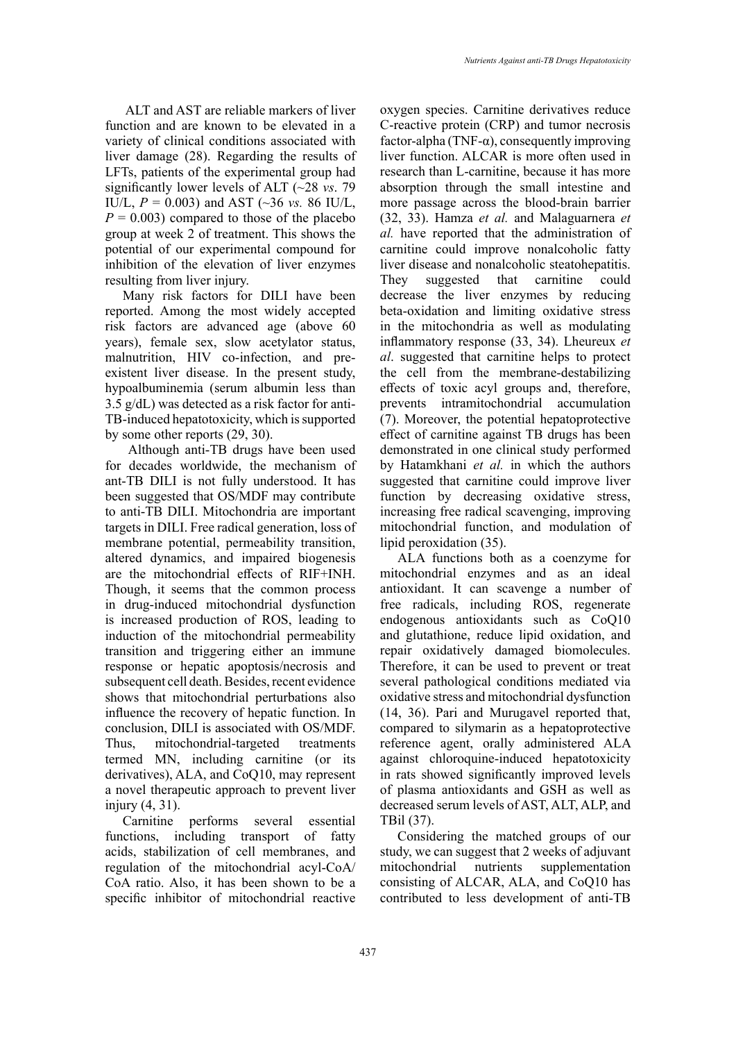ALT and AST are reliable markers of liver function and are known to be elevated in a variety of clinical conditions associated with liver damage (28). Regarding the results of LFTs, patients of the experimental group had significantly lower levels of ALT (~28 *vs*. 79 IU/L, $P = 0.003$) and AST (~36 *vs.* 86 IU/L, $P = 0.003$) compared to those of the placebo group at week 2 of treatment. This shows the potential of our experimental compound for inhibition of the elevation of liver enzymes resulting from liver injury.

Many risk factors for DILI have been reported. Among the most widely accepted risk factors are advanced age (above 60 years), female sex, slow acetylator status, malnutrition, HIV co-infection, and pre-existent liver disease. In the present study, hypoalbuminemia (serum albumin less than 3.5 g/dL) was detected as a risk factor for anti-TB-induced hepatotoxicity, which is supported by some other reports (29, 30).

Although anti-TB drugs have been used for decades worldwide, the mechanism of ant-TB DILI is not fully understood. It has been suggested that OS/MDF may contribute to anti-TB DILI. Mitochondria are important targets in DILI. Free radical generation, loss of membrane potential, permeability transition, altered dynamics, and impaired biogenesis are the mitochondrial effects of RIF+INH. Though, it seems that the common process in drug-induced mitochondrial dysfunction is increased production of ROS, leading to induction of the mitochondrial permeability transition and triggering either an immune response or hepatic apoptosis/necrosis and subsequent cell death. Besides, recent evidence shows that mitochondrial perturbations also influence the recovery of hepatic function. In conclusion, DILI is associated with OS/MDF. Thus, mitochondrial-targeted treatments termed MN, including carnitine (or its derivatives), ALA, and CoQ10, may represent a novel therapeutic approach to prevent liver injury (4, 31).

Carnitine performs several essential functions, including transport of fatty acids, stabilization of cell membranes, and regulation of the mitochondrial acyl-CoA/CoA ratio. Also, it has been shown to be a specific inhibitor of mitochondrial reactive oxygen species. Carnitine derivatives reduce C-reactive protein (CRP) and tumor necrosis factor-alpha (TNF-α), consequently improving liver function. ALCAR is more often used in research than L-carnitine, because it has more absorption through the small intestine and more passage across the blood-brain barrier (32, 33). Hamza *et al.* and Malaguarnera *et al.* have reported that the administration of carnitine could improve nonalcoholic fatty liver disease and nonalcoholic steatohepatitis. They suggested that carnitine could decrease the liver enzymes by reducing beta-oxidation and limiting oxidative stress in the mitochondria as well as modulating inflammatory response (33, 34). Lheureux *et al*. suggested that carnitine helps to protect the cell from the membrane-destabilizing effects of toxic acyl groups and, therefore, prevents intramitochondrial accumulation (7). Moreover, the potential hepatoprotective effect of carnitine against TB drugs has been demonstrated in one clinical study performed by Hatamkhani *et al.* in which the authors suggested that carnitine could improve liver function by decreasing oxidative stress, increasing free radical scavenging, improving mitochondrial function, and modulation of lipid peroxidation (35).

ALA functions both as a coenzyme for mitochondrial enzymes and as an ideal antioxidant. It can scavenge a number of free radicals, including ROS, regenerate endogenous antioxidants such as CoQ10 and glutathione, reduce lipid oxidation, and repair oxidatively damaged biomolecules. Therefore, it can be used to prevent or treat several pathological conditions mediated via oxidative stress and mitochondrial dysfunction (14, 36). Pari and Murugavel reported that, compared to silymarin as a hepatoprotective reference agent, orally administered ALA against chloroquine-induced hepatotoxicity in rats showed significantly improved levels of plasma antioxidants and GSH as well as decreased serum levels of AST, ALT, ALP, and TBil (37).

Considering the matched groups of our study, we can suggest that 2 weeks of adjuvant mitochondrial nutrients supplementation consisting of ALCAR, ALA, and CoQ10 has contributed to less development of anti-TB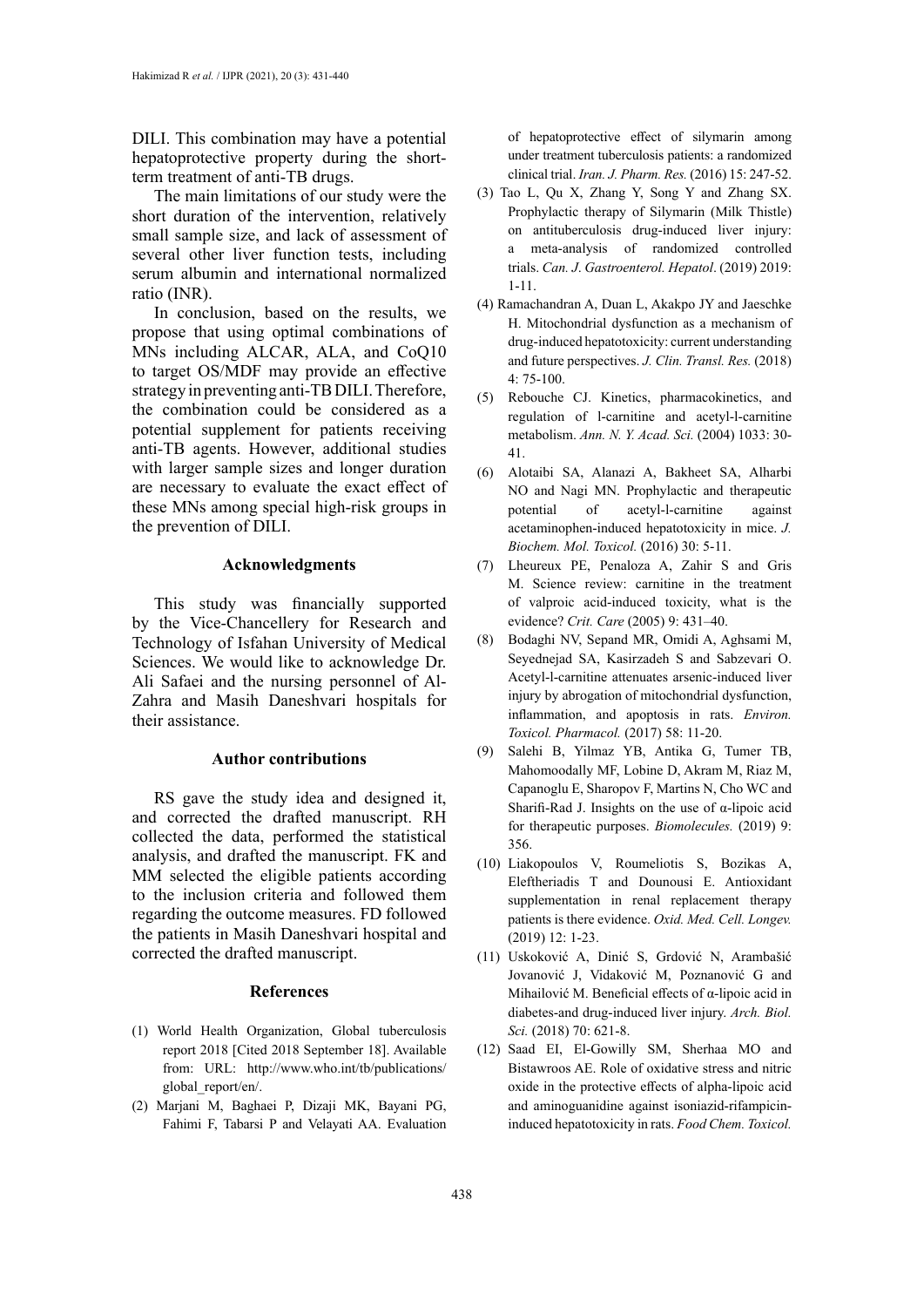DILI. This combination may have a potential hepatoprotective property during the short-term treatment of anti-TB drugs.

The main limitations of our study were the short duration of the intervention, relatively small sample size, and lack of assessment of several other liver function tests, including serum albumin and international normalized ratio (INR).

In conclusion, based on the results, we propose that using optimal combinations of MNs including ALCAR, ALA, and CoQ10 to target OS/MDF may provide an effective strategy in preventing anti-TB DILI. Therefore, the combination could be considered as a potential supplement for patients receiving anti-TB agents. However, additional studies with larger sample sizes and longer duration are necessary to evaluate the exact effect of these MNs among special high-risk groups in the prevention of DILI.

## Acknowledgments

This study was financially supported by the Vice-Chancellery for Research and Technology of Isfahan University of Medical Sciences. We would like to acknowledge Dr. Ali Safaei and the nursing personnel of Al-Zahra and Masih Daneshvari hospitals for their assistance.

## Author contributions

RS gave the study idea and designed it, and corrected the drafted manuscript. RH collected the data, performed the statistical analysis, and drafted the manuscript. FK and MM selected the eligible patients according to the inclusion criteria and followed them regarding the outcome measures. FD followed the patients in Masih Daneshvari hospital and corrected the drafted manuscript.

## References

(1) World Health Organization, Global tuberculosis report 2018 [Cited 2018 September 18]. Available from: URL: http://www.who.int/tb/publications/global_report/en/.

(2) Marjani M, Baghaei P, Dizaji MK, Bayani PG, Fahimi F, Tabarsi P and Velayati AA. Evaluation of hepatoprotective effect of silymarin among under treatment tuberculosis patients: a randomized clinical trial. *Iran. J. Pharm. Res.* (2016) 15: 247-52.

(3) Tao L, Qu X, Zhang Y, Song Y and Zhang SX. Prophylactic therapy of Silymarin (Milk Thistle) on antituberculosis drug-induced liver injury: a meta-analysis of randomized controlled trials. *Can. J. Gastroenterol. Hepatol*. (2019) 2019: 1-11.

(4) Ramachandran A, Duan L, Akakpo JY and Jaeschke H. Mitochondrial dysfunction as a mechanism of drug-induced hepatotoxicity: current understanding and future perspectives. *J. Clin. Transl. Res.* (2018) 4: 75-100.

(5) Rebouche CJ. Kinetics, pharmacokinetics, and regulation of l-carnitine and acetyl-l-carnitine metabolism. *Ann. N. Y. Acad. Sci.* (2004) 1033: 30-41.

(6) Alotaibi SA, Alanazi A, Bakheet SA, Alharbi NO and Nagi MN. Prophylactic and therapeutic potential of acetyl-l-carnitine against acetaminophen-induced hepatotoxicity in mice. *J. Biochem. Mol. Toxicol.* (2016) 30: 5-11.

(7) Lheureux PE, Penaloza A, Zahir S and Gris M. Science review: carnitine in the treatment of valproic acid-induced toxicity, what is the evidence? *Crit. Care* (2005) 9: 431–40.

(8) Bodaghi NV, Sepand MR, Omidi A, Aghsami M, Seyednejad SA, Kasirzadeh S and Sabzevari O. Acetyl-l-carnitine attenuates arsenic-induced liver injury by abrogation of mitochondrial dysfunction, inflammation, and apoptosis in rats. *Environ. Toxicol. Pharmacol.* (2017) 58: 11-20.

(9) Salehi B, Yilmaz YB, Antika G, Tumer TB, Mahomoodally MF, Lobine D, Akram M, Riaz M, Capanoglu E, Sharopov F, Martins N, Cho WC and Sharifi-Rad J. Insights on the use of α-lipoic acid for therapeutic purposes. *Biomolecules.* (2019) 9: 356.

(10) Liakopoulos V, Roumeliotis S, Bozikas A, Eleftheriadis T and Dounousi E. Antioxidant supplementation in renal replacement therapy patients is there evidence. *Oxid. Med. Cell. Longev.* (2019) 12: 1-23.

(11) Uskoković A, Dinić S, Grdović N, Arambašić Jovanović J, Vidaković M, Poznanović G and Mihailović M. Beneficial effects of α-lipoic acid in diabetes-and drug-induced liver injury. *Arch. Biol. Sci.* (2018) 70: 621-8.

(12) Saad EI, El-Gowilly SM, Sherhaa MO and Bistawroos AE. Role of oxidative stress and nitric oxide in the protective effects of alpha-lipoic acid and aminoguanidine against isoniazid-rifampicin-induced hepatotoxicity in rats. *Food Chem. Toxicol.*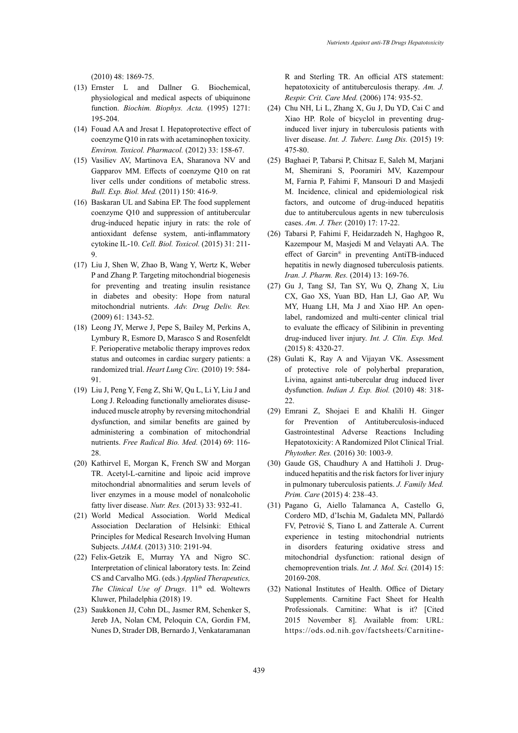(2010) 48: 1869-75.

(13) Ernster L and Dallner G. Biochemical, physiological and medical aspects of ubiquinone function. *Biochim. Biophys. Acta.* (1995) 1271: 195-204.

(14) Fouad AA and Jresat I. Hepatoprotective effect of coenzyme Q10 in rats with acetaminophen toxicity. *Environ. Toxicol. Pharmacol.* (2012) 33: 158-67.

(15) Vasiliev AV, Martinova EA, Sharanova NV and Gapparov MM. Effects of coenzyme Q10 on rat liver cells under conditions of metabolic stress. *Bull. Exp. Biol. Med.* (2011) 150: 416-9.

(16) Baskaran UL and Sabina EP. The food supplement coenzyme Q10 and suppression of antitubercular drug-induced hepatic injury in rats: the role of antioxidant defense system, anti-inflammatory cytokine IL-10. *Cell. Biol. Toxicol.* (2015) 31: 211-9.

(17) Liu J, Shen W, Zhao B, Wang Y, Wertz K, Weber P and Zhang P. Targeting mitochondrial biogenesis for preventing and treating insulin resistance in diabetes and obesity: Hope from natural mitochondrial nutrients. *Adv. Drug Deliv. Rev.* (2009) 61: 1343-52.

(18) Leong JY, Merwe J, Pepe S, Bailey M, Perkins A, Lymbury R, Esmore D, Marasco S and Rosenfeldt F. Perioperative metabolic therapy improves redox status and outcomes in cardiac surgery patients: a randomized trial. *Heart Lung Circ.* (2010) 19: 584-91.

(19) Liu J, Peng Y, Feng Z, Shi W, Qu L, Li Y, Liu J and Long J. Reloading functionally ameliorates disuse-induced muscle atrophy by reversing mitochondrial dysfunction, and similar benefits are gained by administering a combination of mitochondrial nutrients. *Free Radical Bio. Med.* (2014) 69: 116-28.

(20) Kathirvel E, Morgan K, French SW and Morgan TR. Acetyl-L-carnitine and lipoic acid improve mitochondrial abnormalities and serum levels of liver enzymes in a mouse model of nonalcoholic fatty liver disease. *Nutr. Res.* (2013) 33: 932-41.

(21) World Medical Association. World Medical Association Declaration of Helsinki: Ethical Principles for Medical Research Involving Human Subjects. *JAMA.* (2013) 310: 2191-94.

(22) Felix-Getzik E, Murray YA and Nigro SC. Interpretation of clinical laboratory tests. In: Zeind CS and Carvalho MG. (eds.) *Applied Therapeutics, The Clinical Use of Drugs*. 11th ed. Woltewrs Kluwer, Philadelphia (2018) 19.

(23) Saukkonen JJ, Cohn DL, Jasmer RM, Schenker S, Jereb JA, Nolan CM, Peloquin CA, Gordin FM, Nunes D, Strader DB, Bernardo J, Venkataramanan R and Sterling TR. An official ATS statement: hepatotoxicity of antituberculosis therapy. *Am. J. Respir. Crit. Care Med.* (2006) 174: 935-52.

(24) Chu NH, Li L, Zhang X, Gu J, Du YD, Cai C and Xiao HP. Role of bicyclol in preventing drug-induced liver injury in tuberculosis patients with liver disease. *Int. J. Tuberc. Lung Dis.* (2015) 19: 475-80.

(25) Baghaei P, Tabarsi P, Chitsaz E, Saleh M, Marjani M, Shemirani S, Pooramiri MV, Kazempour M, Farnia P, Fahimi F, Mansouri D and Masjedi M. Incidence, clinical and epidemiological risk factors, and outcome of drug-induced hepatitis due to antituberculous agents in new tuberculosis cases. *Am. J. Ther.* (2010) 17: 17-22.

(26) Tabarsi P, Fahimi F, Heidarzadeh N, Haghgoo R, Kazempour M, Masjedi M and Velayati AA. The effect of Garcin® in preventing AntiTB-induced hepatitis in newly diagnosed tuberculosis patients. *Iran. J. Pharm. Res.* (2014) 13: 169-76.

(27) Gu J, Tang SJ, Tan SY, Wu Q, Zhang X, Liu CX, Gao XS, Yuan BD, Han LJ, Gao AP, Wu MY, Huang LH, Ma J and Xiao HP. An open-label, randomized and multi-center clinical trial to evaluate the efficacy of Silibinin in preventing drug-induced liver injury. *Int. J. Clin. Exp. Med.* (2015) 8: 4320-27.

(28) Gulati K, Ray A and Vijayan VK. Assessment of protective role of polyherbal preparation, Livina, against anti-tubercular drug induced liver dysfunction. *Indian J. Exp. Biol.* (2010) 48: 318-22.

(29) Emrani Z, Shojaei E and Khalili H. Ginger for Prevention of Antituberculosis-induced Gastrointestinal Adverse Reactions Including Hepatotoxicity: A Randomized Pilot Clinical Trial. *Phytother. Res.* (2016) 30: 1003-9.

(30) Gaude GS, Chaudhury A and Hattiholi J. Drug-induced hepatitis and the risk factors for liver injury in pulmonary tuberculosis patients. *J. Family Med. Prim. Care* (2015) 4: 238–43.

(31) Pagano G, Aiello Talamanca A, Castello G, Cordero MD, d'Ischia M, Gadaleta MN, Pallardó FV, Petrović S, Tiano L and Zatterale A. Current experience in testing mitochondrial nutrients in disorders featuring oxidative stress and mitochondrial dysfunction: rational design of chemoprevention trials. *Int. J. Mol. Sci.* (2014) 15: 20169-208.

(32) National Institutes of Health. Office of Dietary Supplements. Carnitine Fact Sheet for Health Professionals. Carnitine: What is it? [Cited 2015 November 8]. Available from: URL: https://ods.od.nih.gov/factsheets/Carnitine-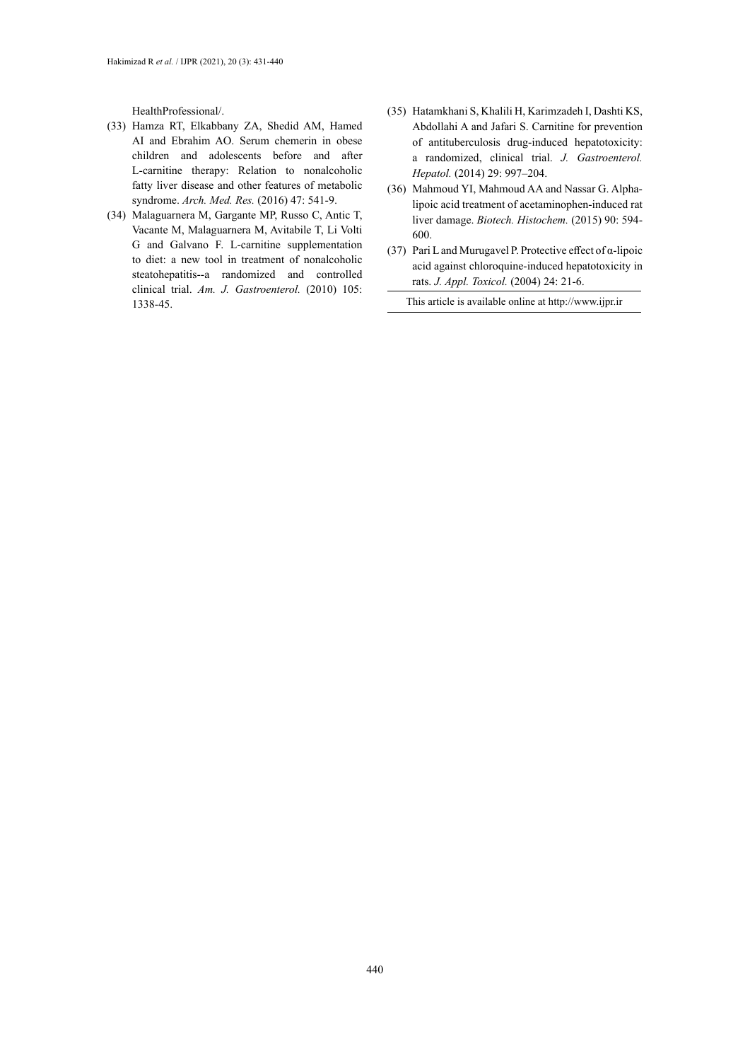HealthProfessional/.

(33) Hamza RT, Elkabbany ZA, Shedid AM, Hamed AI and Ebrahim AO. Serum chemerin in obese children and adolescents before and after L-carnitine therapy: Relation to nonalcoholic fatty liver disease and other features of metabolic syndrome. *Arch. Med. Res.* (2016) 47: 541-9.

(34) Malaguarnera M, Gargante MP, Russo C, Antic T, Vacante M, Malaguarnera M, Avitabile T, Li Volti G and Galvano F. L-carnitine supplementation to diet: a new tool in treatment of nonalcoholic steatohepatitis--a randomized and controlled clinical trial. *Am. J. Gastroenterol.* (2010) 105: 1338-45.

(35) Hatamkhani S, Khalili H, Karimzadeh I, Dashti KS, Abdollahi A and Jafari S. Carnitine for prevention of antituberculosis drug-induced hepatotoxicity: a randomized, clinical trial. *J. Gastroenterol. Hepatol.* (2014) 29: 997–204.

(36) Mahmoud YI, Mahmoud AA and Nassar G. Alpha-lipoic acid treatment of acetaminophen-induced rat liver damage. *Biotech. Histochem.* (2015) 90: 594-600.

(37) Pari L and Murugavel P. Protective effect of α-lipoic acid against chloroquine-induced hepatotoxicity in rats. *J. Appl. Toxicol.* (2004) 24: 21-6.

This article is available online at http://www.ijpr.ir